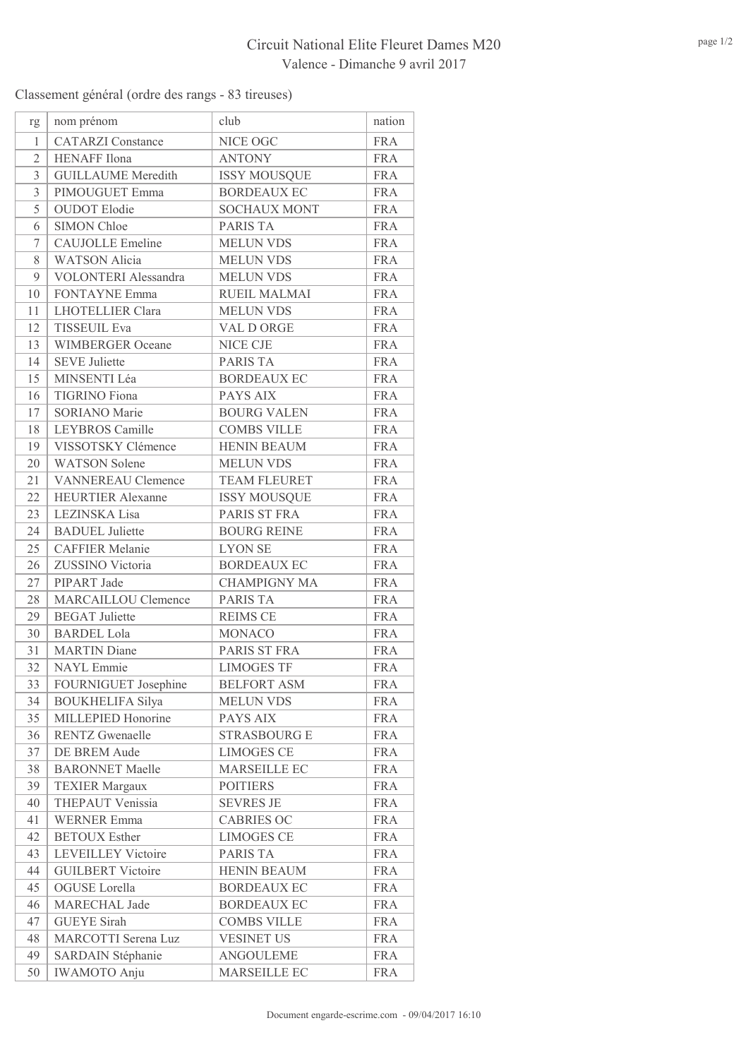# Circuit National Elite Fleuret Dames M20

Valence - Dimanche 9 avril 2017

Classement général (ordre des rangs - 83 tireuses)

| rg | nom prénom | club | nation |
|---|---|---|---|
| 1 | CATARZI Constance | NICE OGC | FRA |
| 2 | HENAFF Ilona | ANTONY | FRA |
| 3 | GUILLAUME Meredith | ISSY MOUSQUE | FRA |
| 3 | PIMOUGUET Emma | BORDEAUX EC | FRA |
| 5 | OUDOT Elodie | SOCHAUX MONT | FRA |
| 6 | SIMON Chloe | PARIS TA | FRA |
| 7 | CAUJOLLE Emeline | MELUN VDS | FRA |
| 8 | WATSON Alicia | MELUN VDS | FRA |
| 9 | VOLONTERI Alessandra | MELUN VDS | FRA |
| 10 | FONTAYNE Emma | RUEIL MALMAI | FRA |
| 11 | LHOTELLIER Clara | MELUN VDS | FRA |
| 12 | TISSEUIL Eva | VAL D ORGE | FRA |
| 13 | WIMBERGER Oceane | NICE CJE | FRA |
| 14 | SEVE Juliette | PARIS TA | FRA |
| 15 | MINSENTI Léa | BORDEAUX EC | FRA |
| 16 | TIGRINO Fiona | PAYS AIX | FRA |
| 17 | SORIANO Marie | BOURG VALEN | FRA |
| 18 | LEYBROS Camille | COMBS VILLE | FRA |
| 19 | VISSOTSKY Clémence | HENIN BEAUM | FRA |
| 20 | WATSON Solene | MELUN VDS | FRA |
| 21 | VANNEREAU Clemence | TEAM FLEURET | FRA |
| 22 | HEURTIER Alexanne | ISSY MOUSQUE | FRA |
| 23 | LEZINSKA Lisa | PARIS ST FRA | FRA |
| 24 | BADUEL Juliette | BOURG REINE | FRA |
| 25 | CAFFIER Melanie | LYON SE | FRA |
| 26 | ZUSSINO Victoria | BORDEAUX EC | FRA |
| 27 | PIPART Jade | CHAMPIGNY MA | FRA |
| 28 | MARCAILLOU Clemence | PARIS TA | FRA |
| 29 | BEGAT Juliette | REIMS CE | FRA |
| 30 | BARDEL Lola | MONACO | FRA |
| 31 | MARTIN Diane | PARIS ST FRA | FRA |
| 32 | NAYL Emmie | LIMOGES TF | FRA |
| 33 | FOURNIGUET Josephine | BELFORT ASM | FRA |
| 34 | BOUKHELIFA Silya | MELUN VDS | FRA |
| 35 | MILLEPIED Honorine | PAYS AIX | FRA |
| 36 | RENTZ Gwenaelle | STRASBOURG E | FRA |
| 37 | DE BREM Aude | LIMOGES CE | FRA |
| 38 | BARONNET Maelle | MARSEILLE EC | FRA |
| 39 | TEXIER Margaux | POITIERS | FRA |
| 40 | THEPAUT Venissia | SEVRES JE | FRA |
| 41 | WERNER Emma | CABRIES OC | FRA |
| 42 | BETOUX Esther | LIMOGES CE | FRA |
| 43 | LEVEILLEY Victoire | PARIS TA | FRA |
| 44 | GUILBERT Victoire | HENIN BEAUM | FRA |
| 45 | OGUSE Lorella | BORDEAUX EC | FRA |
| 46 | MARECHAL Jade | BORDEAUX EC | FRA |
| 47 | GUEYE Sirah | COMBS VILLE | FRA |
| 48 | MARCOTTI Serena Luz | VESINET US | FRA |
| 49 | SARDAIN Stéphanie | ANGOULEME | FRA |
| 50 | IWAMOTO Anju | MARSEILLE EC | FRA |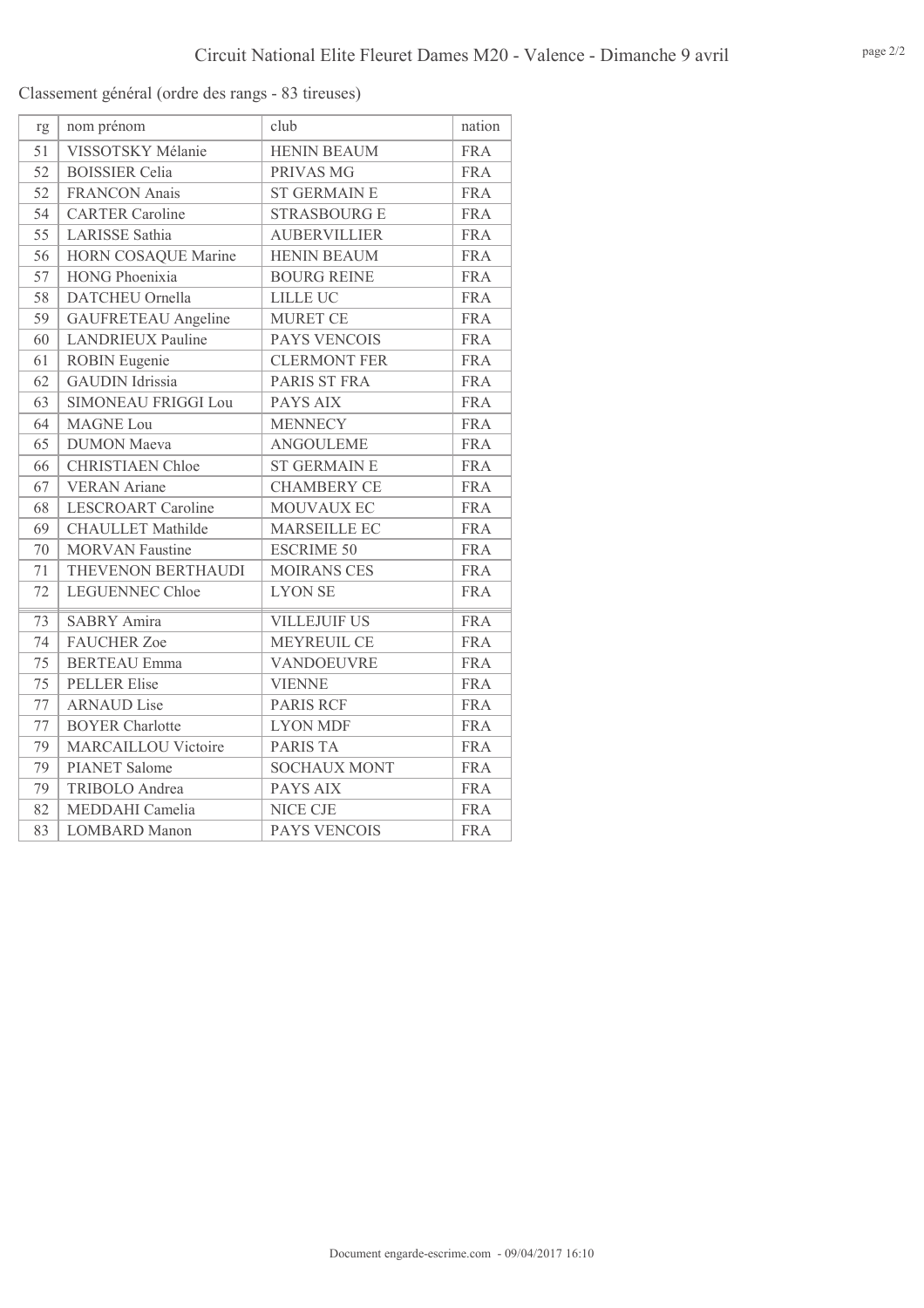Classement général (ordre des rangs - 83 tireuses)

| rg | nom prénom | club | nation |
|---|---|---|---|
| 51 | VISSOTSKY Mélanie | HENIN BEAUM | FRA |
| 52 | BOISSIER Celia | PRIVAS MG | FRA |
| 52 | FRANCON Anais | ST GERMAIN E | FRA |
| 54 | CARTER Caroline | STRASBOURG E | FRA |
| 55 | LARISSE Sathia | AUBERVILLIER | FRA |
| 56 | HORN COSAQUE Marine | HENIN BEAUM | FRA |
| 57 | HONG Phoenixia | BOURG REINE | FRA |
| 58 | DATCHEU Ornella | LILLE UC | FRA |
| 59 | GAUFRETEAU Angeline | MURET CE | FRA |
| 60 | LANDRIEUX Pauline | PAYS VENCOIS | FRA |
| 61 | ROBIN Eugenie | CLERMONT FER | FRA |
| 62 | GAUDIN Idrissia | PARIS ST FRA | FRA |
| 63 | SIMONEAU FRIGGI Lou | PAYS AIX | FRA |
| 64 | MAGNE Lou | MENNECY | FRA |
| 65 | DUMON Maeva | ANGOULEME | FRA |
| 66 | CHRISTIAEN Chloe | ST GERMAIN E | FRA |
| 67 | VERAN Ariane | CHAMBERY CE | FRA |
| 68 | LESCROART Caroline | MOUVAUX EC | FRA |
| 69 | CHAULLET Mathilde | MARSEILLE EC | FRA |
| 70 | MORVAN Faustine | ESCRIME 50 | FRA |
| 71 | THEVENON BERTHAUDI | MOIRANS CES | FRA |
| 72 | LEGUENNEC Chloe | LYON SE | FRA |
| 73 | SABRY Amira | VILLEJUIF US | FRA |
| 74 | FAUCHER Zoe | MEYREUIL CE | FRA |
| 75 | BERTEAU Emma | VANDOEUVRE | FRA |
| 75 | PELLER Elise | VIENNE | FRA |
| 77 | ARNAUD Lise | PARIS RCF | FRA |
| 77 | BOYER Charlotte | LYON MDF | FRA |
| 79 | MARCAILLOU Victoire | PARIS TA | FRA |
| 79 | PIANET Salome | SOCHAUX MONT | FRA |
| 79 | TRIBOLO Andrea | PAYS AIX | FRA |
| 82 | MEDDAHI Camelia | NICE CJE | FRA |
| 83 | LOMBARD Manon | PAYS VENCOIS | FRA |

Document engarde-escrime.com - 09/04/2017 16:10